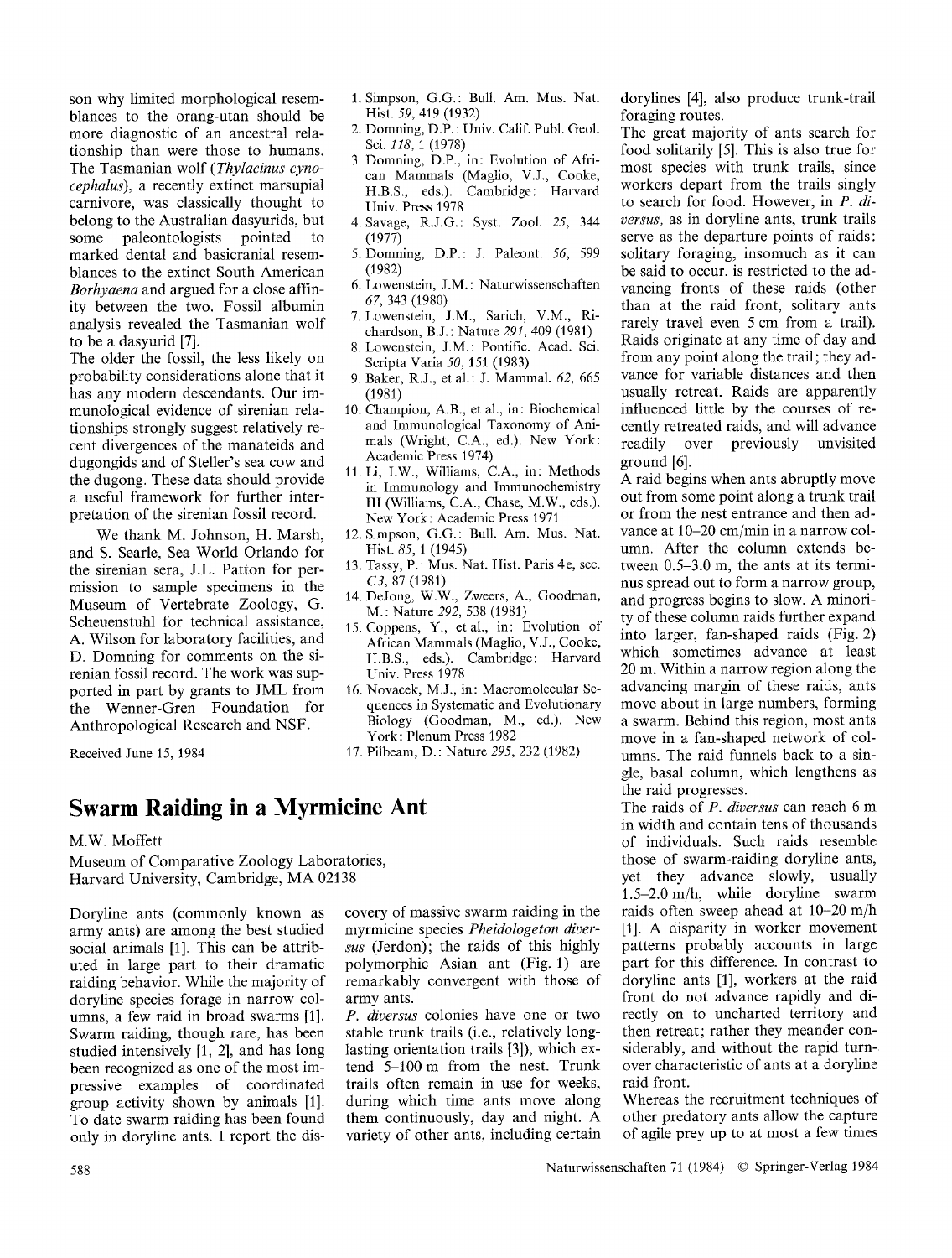son why limited morphological resemblances to the orang-utan should be more diagnostic of an ancestral relationship than were those to humans. The Tasmanian wolf (*Thylacinus cynocephalus*), a recently extinct marsupial carnivore, was classically thought to belong to the Australian dasyurids, but some paleontologists pointed to marked dental and basicranial resemblances to the extinct South American *Borhyaena* and argued for a close affinity between the two. Fossil albumin analysis revealed the Tasmanian wolf to be a dasyurid [7].

The older the fossil, the less likely on probability considerations alone that it has any modern descendants. Our immunological evidence of sirenian relationships strongly suggest relatively recent divergences of the manateids and dugongids and of Steller's sea cow and the dugong. These data should provide a useful framework for further interpretation of the sirenian fossil record.

We thank M. Johnson, H. Marsh, and S. Searle, Sea World Orlando for the sirenian sera, J.L. Patton for permission to sample specimens in the Museum of Vertebrate Zoology, G. Scheuenstuhl for technical assistance, A. Wilson for laboratory facilities, and D. Domning for comments on the sirenian fossil record. The work was supported in part by grants to JML from the Wenner-Gren Foundation for Anthropological Research and NSF.

Received June 15, 1984

1. Simpson, G.G.: Bull. Am. Mus. Nat. Hist. *59*, 419 (1932)
2. Domning, D.P.: Univ. Calif. Publ. Geol. Sci. *118*, 1 (1978)
3. Domning, D.P., in: Evolution of African Mammals (Maglio, V.J., Cooke, H.B.S., eds.). Cambridge: Harvard Univ. Press 1978
4. Savage, R.J.G.: Syst. Zool. *25*, 344 (1977)
5. Domning, D.P.: J. Paleont. *56*, 599 (1982)
6. Lowenstein, J.M.: Naturwissenschaften *67*, 343 (1980)
7. Lowenstein, J.M., Sarich, V.M., Richardson, B.J.: Nature *291*, 409 (1981)
8. Lowenstein, J.M.: Pontific. Acad. Sci. Scripta Varia *50*, 151 (1983)
9. Baker, R.J., et al.: J. Mammal. *62*, 665 (1981)
10. Champion, A.B., et al., in: Biochemical and Immunological Taxonomy of Animals (Wright, C.A., ed.). New York: Academic Press 1974)
11. Li, I.W., Williams, C.A., in: Methods in Immunology and Immunochemistry III (Williams, C.A., Chase, M.W., eds.). New York: Academic Press 1971
12. Simpson, G.G.: Bull. Am. Mus. Nat. Hist. *85*, 1 (1945)
13. Tassy, P.: Mus. Nat. Hist. Paris 4e, sec. *C3*, 87 (1981)
14. DeJong, W.W., Zweers, A., Goodman, M.: Nature *292*, 538 (1981)
15. Coppens, Y., et al., in: Evolution of African Mammals (Maglio, V.J., Cooke, H.B.S., eds.). Cambridge: Harvard Univ. Press 1978
16. Novacek, M.J., in: Macromolecular Sequences in Systematic and Evolutionary Biology (Goodman, M., ed.). New York: Plenum Press 1982
17. Pilbeam, D.: Nature *295*, 232 (1982)

# Swarm Raiding in a Myrmicine Ant

M.W. Moffett

Museum of Comparative Zoology Laboratories, Harvard University, Cambridge, MA 02138

Doryline ants (commonly known as army ants) are among the best studied social animals [1]. This can be attributed in large part to their dramatic raiding behavior. While the majority of doryline species forage in narrow columns, a few raid in broad swarms [1]. Swarm raiding, though rare, has been studied intensively [1, 2], and has long been recognized as one of the most impressive examples of coordinated group activity shown by animals [1]. To date swarm raiding has been found only in doryline ants. I report the discovery of massive swarm raiding in the myrmicine species *Pheidologeton diversus* (Jerdon); the raids of this highly polymorphic Asian ant (Fig. 1) are remarkably convergent with those of army ants.

*P. diversus* colonies have one or two stable trunk trails (i.e., relatively long-lasting orientation trails [3]), which extend 5–100 m from the nest. Trunk trails often remain in use for weeks, during which time ants move along them continuously, day and night. A variety of other ants, including certain dorylines [4], also produce trunk-trail foraging routes.

The great majority of ants search for food solitarily [5]. This is also true for most species with trunk trails, since workers depart from the trails singly to search for food. However, in *P. diversus*, as in doryline ants, trunk trails serve as the departure points of raids: solitary foraging, insomuch as it can be said to occur, is restricted to the advancing fronts of these raids (other than at the raid front, solitary ants rarely travel even 5 cm from a trail). Raids originate at any time of day and from any point along the trail; they advance for variable distances and then usually retreat. Raids are apparently influenced little by the courses of recently retreated raids, and will advance readily over previously unvisited ground [6].

A raid begins when ants abruptly move out from some point along a trunk trail or from the nest entrance and then advance at 10–20 cm/min in a narrow column. After the column extends between 0.5–3.0 m, the ants at its terminus spread out to form a narrow group, and progress begins to slow. A minority of these column raids further expand into larger, fan-shaped raids (Fig. 2) which sometimes advance at least 20 m. Within a narrow region along the advancing margin of these raids, ants move about in large numbers, forming a swarm. Behind this region, most ants move in a fan-shaped network of columns. The raid funnels back to a single, basal column, which lengthens as the raid progresses.

The raids of *P. diversus* can reach 6 m in width and contain tens of thousands of individuals. Such raids resemble those of swarm-raiding doryline ants, yet they advance slowly, usually 1.5–2.0 m/h, while doryline swarm raids often sweep ahead at 10–20 m/h [1]. A disparity in worker movement patterns probably accounts in large part for this difference. In contrast to doryline ants [1], workers at the raid front do not advance rapidly and directly on to uncharted territory and then retreat; rather they meander considerably, and without the rapid turnover characteristic of ants at a doryline raid front.

Whereas the recruitment techniques of other predatory ants allow the capture of agile prey up to at most a few times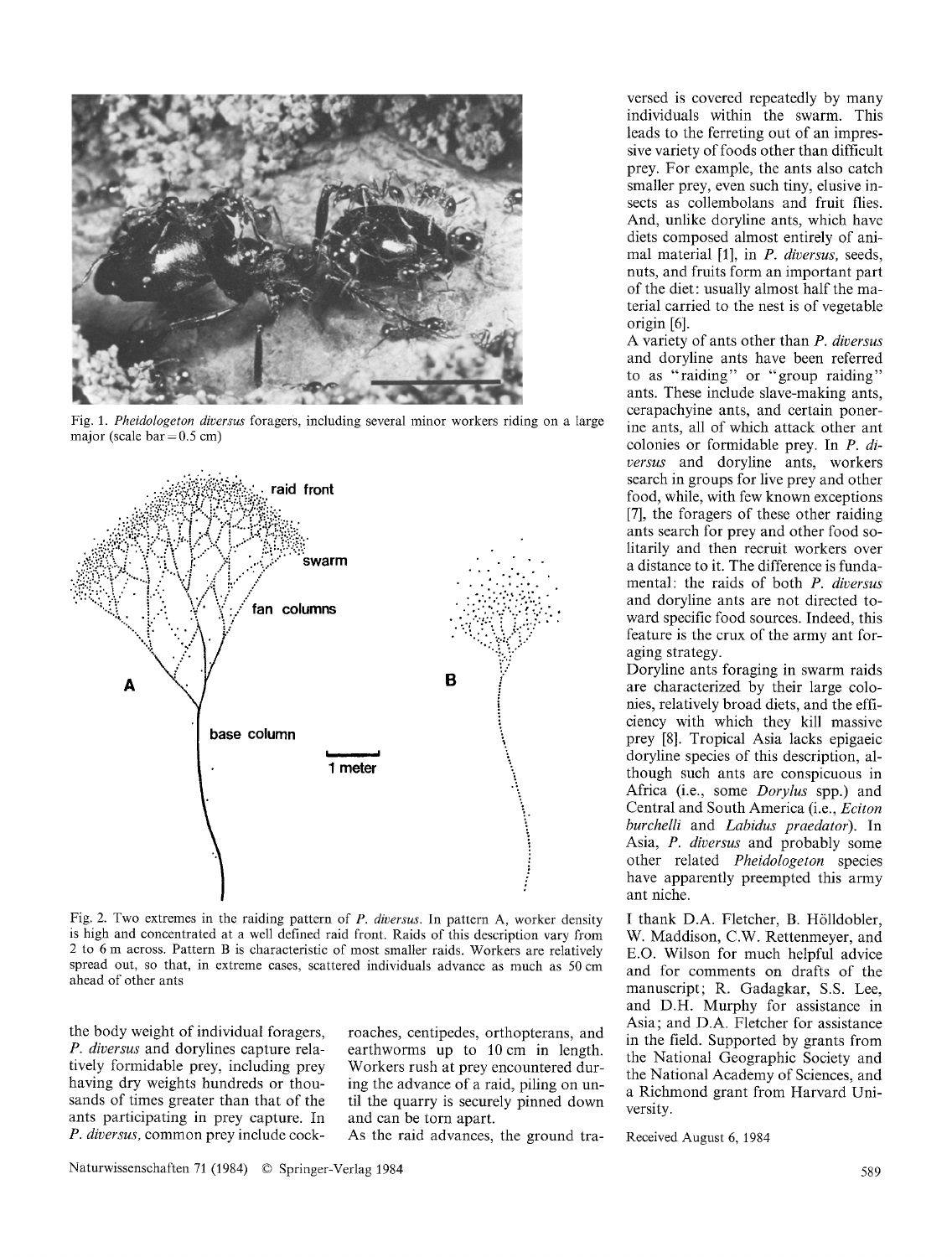Fig. 1. *Pheidologeton diversus* foragers, including several minor workers riding on a large major (scale bar = 0.5 cm)

Fig. 2. Two extremes in the raiding pattern of *P. diversus*. In pattern A, worker density is high and concentrated at a well defined raid front. Raids of this description vary from 2 to 6 m across. Pattern B is characteristic of most smaller raids. Workers are relatively spread out, so that, in extreme cases, scattered individuals advance as much as 50 cm ahead of other ants

the body weight of individual foragers, *P. diversus* and dorylines capture relatively formidable prey, including prey having dry weights hundreds or thousands of times greater than that of the ants participating in prey capture. In *P. diversus*, common prey include cockroaches, centipedes, orthopterans, and earthworms up to 10 cm in length. Workers rush at prey encountered during the advance of a raid, piling on until the quarry is securely pinned down and can be torn apart.

As the raid advances, the ground traversed is covered repeatedly by many individuals within the swarm. This leads to the ferreting out of an impressive variety of foods other than difficult prey. For example, the ants also catch smaller prey, even such tiny, elusive insects as collembolans and fruit flies. And, unlike doryline ants, which have diets composed almost entirely of animal material [1], in *P. diversus*, seeds, nuts, and fruits form an important part of the diet: usually almost half the material carried to the nest is of vegetable origin [6].

A variety of ants other than *P. diversus* and doryline ants have been referred to as "raiding" or "group raiding" ants. These include slave-making ants, cerapachyine ants, and certain ponerine ants, all of which attack other ant colonies or formidable prey. In *P. diversus* and doryline ants, workers search in groups for live prey and other food, while, with few known exceptions [7], the foragers of these other raiding ants search for prey and other food solitarily and then recruit workers over a distance to it. The difference is fundamental: the raids of both *P. diversus* and doryline ants are not directed toward specific food sources. Indeed, this feature is the crux of the army ant foraging strategy.

Doryline ants foraging in swarm raids are characterized by their large colonies, relatively broad diets, and the efficiency with which they kill massive prey [8]. Tropical Asia lacks epigaeic doryline species of this description, although such ants are conspicuous in Africa (i.e., some *Dorylus* spp.) and Central and South America (i.e., *Eciton burchelli* and *Labidus praedator*). In Asia, *P. diversus* and probably some other related *Pheidologeton* species have apparently preempted this army ant niche.

I thank D.A. Fletcher, B. Hölldobler, W. Maddison, C.W. Rettenmeyer, and E.O. Wilson for much helpful advice and for comments on drafts of the manuscript; R. Gadagkar, S.S. Lee, and D.H. Murphy for assistance in Asia; and D.A. Fletcher for assistance in the field. Supported by grants from the National Geographic Society and the National Academy of Sciences, and a Richmond grant from Harvard University.

Received August 6, 1984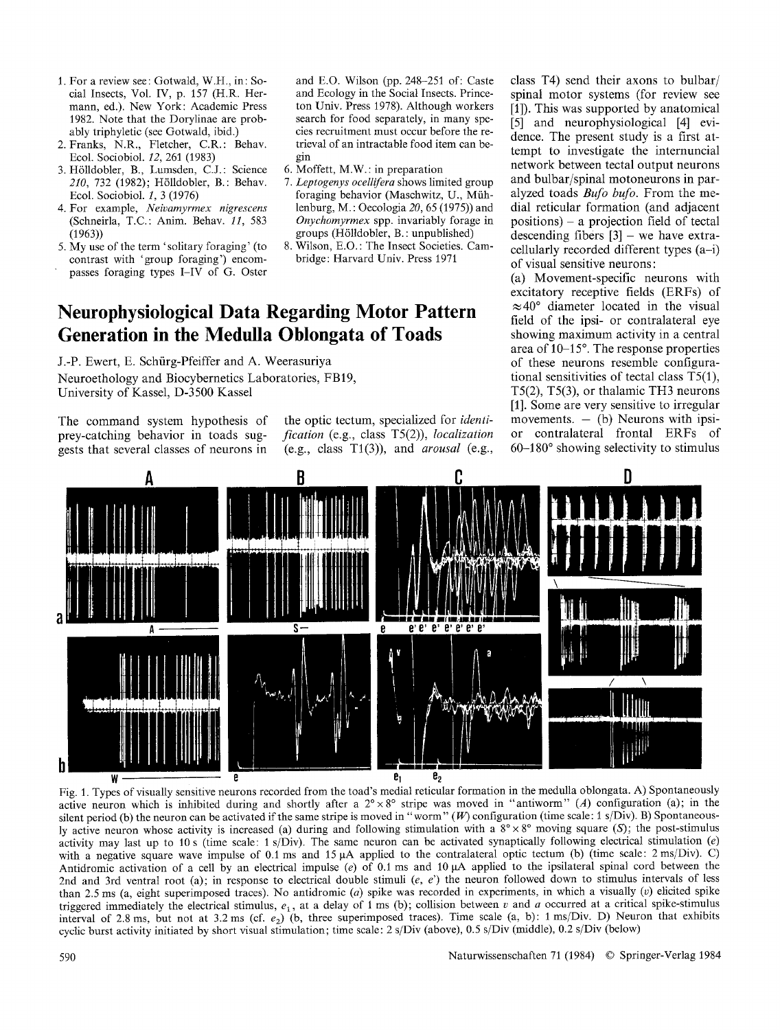1. For a review see: Gotwald, W.H., in: Social Insects, Vol. IV, p. 157 (H.R. Hermann, ed.). New York: Academic Press 1982. Note that the Dorylinae are probably triphyletic (see Gotwald, ibid.)
2. Franks, N.R., Fletcher, C.R.: Behav. Ecol. Sociobiol. *12*, 261 (1983)
3. Hölldobler, B., Lumsden, C.J.: Science *210*, 732 (1982); Hölldobler, B.: Behav. Ecol. Sociobiol. *1*, 3 (1976)
4. For example, *Neivamyrmex nigrescens* (Schneirla, T.C.: Anim. Behav. *11*, 583 (1963))
5. My use of the term 'solitary foraging' (to contrast with 'group foraging') encompasses foraging types I–IV of G. Oster and E.O. Wilson (pp. 248–251 of: Caste and Ecology in the Social Insects. Princeton Univ. Press 1978). Although workers search for food separately, in many species recruitment must occur before the retrieval of an intractable food item can begin
6. Moffett, M.W.: in preparation
7. *Leptogenys ocellifera* shows limited group foraging behavior (Maschwitz, U., Mühlenburg, M.: Oecologia *20*, 65 (1975)) and *Onychomyrmex* spp. invariably forage in groups (Hölldobler, B.: unpublished)
8. Wilson, E.O.: The Insect Societies. Cambridge: Harvard Univ. Press 1971

# Neurophysiological Data Regarding Motor Pattern Generation in the Medulla Oblongata of Toads

J.-P. Ewert, E. Schürg-Pfeiffer and A. Weerasuriya

Neuroethology and Biocybernetics Laboratories, FB19, University of Kassel, D-3500 Kassel

The command system hypothesis of prey-catching behavior in toads suggests that several classes of neurons in the optic tectum, specialized for *identification* (e.g., class T5(2)), *localization* (e.g., class T1(3)), and *arousal* (e.g., class T4) send their axons to bulbar/spinal motor systems (for review see [1]). This was supported by anatomical [5] and neurophysiological [4] evidence. The present study is a first attempt to investigate the internuncial network between tectal output neurons and bulbar/spinal motoneurons in paralyzed toads *Bufo bufo*. From the medial reticular formation (and adjacent positions) – a projection field of tectal descending fibers [3] – we have extracellularly recorded different types (a–i) of visual sensitive neurons:

(a) Movement-specific neurons with excitatory receptive fields (ERFs) of ≈40° diameter located in the visual field of the ipsi- or contralateral eye showing maximum activity in a central area of 10–15°. The response properties of these neurons resemble configurational sensitivities of tectal class T5(1), T5(2), T5(3), or thalamic TH3 neurons [1]. Some are very sensitive to irregular movements. – (b) Neurons with ipsi- or contralateral frontal ERFs of 60–180° showing selectivity to stimulus

A

B

C

D

a

b

A

S

e e' e' e' e' e' e'

W

e

$e_1$ $e_2$

v

a

Fig. 1. Types of visually sensitive neurons recorded from the toad's medial reticular formation in the medulla oblongata. A) Spontaneously active neuron which is inhibited during and shortly after a 2°×8° stripe was moved in "antiworm" (*A*) configuration (a); in the silent period (b) the neuron can be activated if the same stripe is moved in "worm" (*W*) configuration (time scale: 1 s/Div). B) Spontaneously active neuron whose activity is increased (a) during and following stimulation with a 8°×8° moving square (*S*); the post-stimulus activity may last up to 10 s (time scale: 1 s/Div). The same neuron can be activated synaptically following electrical stimulation (*e*) with a negative square wave impulse of 0.1 ms and 15 µA applied to the contralateral optic tectum (b) (time scale: 2 ms/Div). C) Antidromic activation of a cell by an electrical impulse (*e*) of 0.1 ms and 10 µA applied to the ipsilateral spinal cord between the 2nd and 3rd ventral root (a); in response to electrical double stimuli (*e*, *e'*) the neuron followed down to stimulus intervals of less than 2.5 ms (a, eight superimposed traces). No antidromic (*a*) spike was recorded in experiments, in which a visually (*v*) elicited spike triggered immediately the electrical stimulus, $e_1$, at a delay of 1 ms (b); collision between *v* and *a* occurred at a critical spike-stimulus interval of 2.8 ms, but not at 3.2 ms (cf. $e_2$) (b, three superimposed traces). Time scale (a, b): 1 ms/Div. D) Neuron that exhibits cyclic burst activity initiated by short visual stimulation; time scale: 2 s/Div (above), 0.5 s/Div (middle), 0.2 s/Div (below)